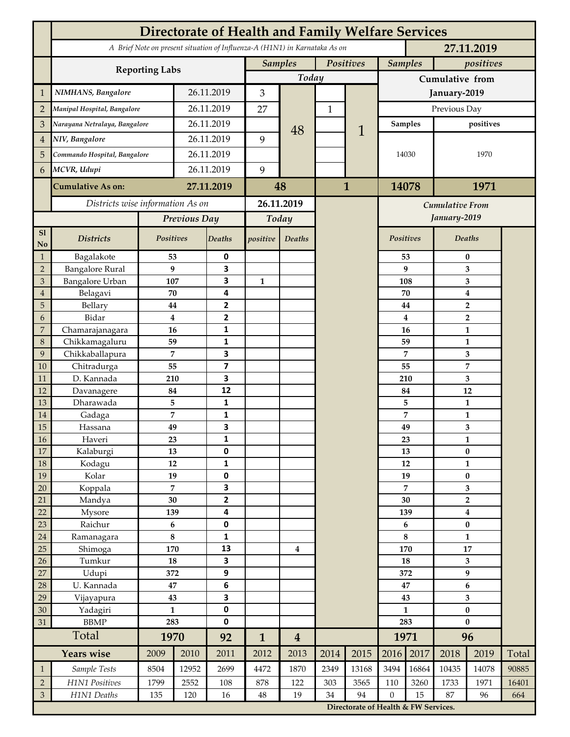# Directorate of Health and Family Welfare Services

*A Brief Note on present situation of Influenza-A (H1N1) in Karnataka As on* **27.11.2019**

| | Reporting Labs | | Samples | | Positives | | Samples | positives |
|---|---|---|---|---|---|---|---|---|
| | | | Today | | | | Cumulative from January-2019 | |
| 1 | *NIMHANS, Bangalore* | 26.11.2019 | 3 | 48 | | 1 | | |
| 2 | *Manipal Hospital, Bangalore* | 26.11.2019 | 27 | | 1 | | Previous Day | |
| 3 | *Narayana Netralaya, Bangalore* | 26.11.2019 | | | | | Samples | positives |
| 4 | *NIV, Bangalore* | 26.11.2019 | 9 | | | | 14030 | 1970 |
| 5 | *Commando Hospital, Bangalore* | 26.11.2019 | | | | | | |
| 6 | *MCVR, Udupi* | 26.11.2019 | 9 | | | | | |
| | **Cumulative As on:** | **27.11.2019** | **48** | | **1** | | **14078** | **1971** |

| Sl No | Districts | Previous Day Positives | Previous Day Deaths | Today positive | Today Deaths | Cumulative From January-2019 Positives | Cumulative From January-2019 Deaths |
|---|---|---|---|---|---|---|---|
| | *Districts wise information As on* **26.11.2019** | | | | | | |
| 1 | Bagalakote | 53 | 0 | | | 53 | 0 |
| 2 | Bangalore Rural | 9 | 3 | | | 9 | 3 |
| 3 | Bangalore Urban | 107 | 3 | 1 | | 108 | 3 |
| 4 | Belagavi | 70 | 4 | | | 70 | 4 |
| 5 | Bellary | 44 | 2 | | | 44 | 2 |
| 6 | Bidar | 4 | 2 | | | 4 | 2 |
| 7 | Chamarajanagara | 16 | 1 | | | 16 | 1 |
| 8 | Chikkamagaluru | 59 | 1 | | | 59 | 1 |
| 9 | Chikkaballapura | 7 | 3 | | | 7 | 3 |
| 10 | Chitradurga | 55 | 7 | | | 55 | 7 |
| 11 | D. Kannada | 210 | 3 | | | 210 | 3 |
| 12 | Davanagere | 84 | 12 | | | 84 | 12 |
| 13 | Dharawada | 5 | 1 | | | 5 | 1 |
| 14 | Gadaga | 7 | 1 | | | 7 | 1 |
| 15 | Hassana | 49 | 3 | | | 49 | 3 |
| 16 | Haveri | 23 | 1 | | | 23 | 1 |
| 17 | Kalaburgi | 13 | 0 | | | 13 | 0 |
| 18 | Kodagu | 12 | 1 | | | 12 | 1 |
| 19 | Kolar | 19 | 0 | | | 19 | 0 |
| 20 | Koppala | 7 | 3 | | | 7 | 3 |
| 21 | Mandya | 30 | 2 | | | 30 | 2 |
| 22 | Mysore | 139 | 4 | | | 139 | 4 |
| 23 | Raichur | 6 | 0 | | | 6 | 0 |
| 24 | Ramanagara | 8 | 1 | | | 8 | 1 |
| 25 | Shimoga | 170 | 13 | | 4 | 170 | 17 |
| 26 | Tumkur | 18 | 3 | | | 18 | 3 |
| 27 | Udupi | 372 | 9 | | | 372 | 9 |
| 28 | U. Kannada | 47 | 6 | | | 47 | 6 |
| 29 | Vijayapura | 43 | 3 | | | 43 | 3 |
| 30 | Yadagiri | 1 | 0 | | | 1 | 0 |
| 31 | BBMP | 283 | 0 | | | 283 | 0 |
| | **Total** | **1970** | **92** | **1** | **4** | **1971** | **96** |

| | Years wise | 2009 | 2010 | 2011 | 2012 | 2013 | 2014 | 2015 | 2016 | 2017 | 2018 | 2019 | Total |
|---|---|---|---|---|---|---|---|---|---|---|---|---|---|
| 1 | *Sample Tests* | 8504 | 12952 | 2699 | 4472 | 1870 | 2349 | 13168 | 3494 | 16864 | 10435 | 14078 | 90885 |
| 2 | *H1N1 Positives* | 1799 | 2552 | 108 | 878 | 122 | 303 | 3565 | 110 | 3260 | 1733 | 1971 | 16401 |
| 3 | *H1N1 Deaths* | 135 | 120 | 16 | 48 | 19 | 34 | 94 | 0 | 15 | 87 | 96 | 664 |

**Directorate of Health & FW Services.**